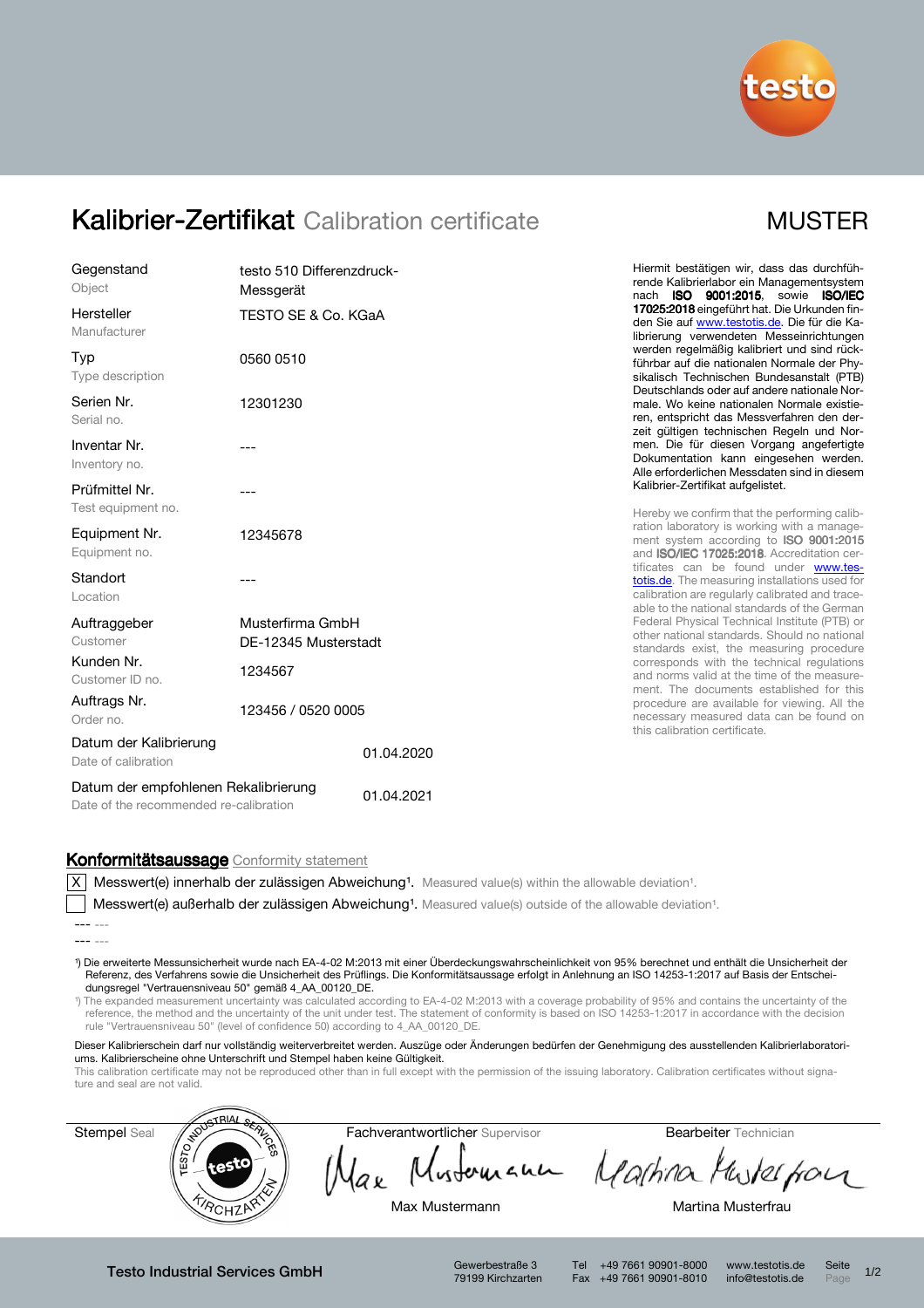# Kalibrier-Zertifikat Calibration certificate

MUSTER

| | |
|---|---|
| Gegenstand<br>Object | testo 510 Differenzdruck-Messgerät |
| Hersteller<br>Manufacturer | TESTO SE & Co. KGaA |
| Typ<br>Type description | 0560 0510 |
| Serien Nr.<br>Serial no. | 12301230 |
| Inventar Nr.<br>Inventory no. | --- |
| Prüfmittel Nr.<br>Test equipment no. | --- |
| Equipment Nr.<br>Equipment no. | 12345678 |
| Standort<br>Location | --- |
| Auftraggeber<br>Customer | Musterfirma GmbH<br>DE-12345 Musterstadt |
| Kunden Nr.<br>Customer ID no. | 1234567 |
| Auftrags Nr.<br>Order no. | 123456 / 0520 0005 |
| Datum der Kalibrierung<br>Date of calibration | 01.04.2020 |
| Datum der empfohlenen Rekalibrierung<br>Date of the recommended re-calibration | 01.04.2021 |

Hiermit bestätigen wir, dass das durchführende Kalibrierlabor ein Managementsystem nach **ISO 9001:2015**, sowie **ISO/IEC 17025:2018** eingeführt hat. Die Urkunden finden Sie auf www.testotis.de. Die für die Kalibrierung verwendeten Messeinrichtungen werden regelmäßig kalibriert und sind rückführbar auf die nationalen Normale der Physikalisch Technischen Bundesanstalt (PTB) Deutschlands oder auf andere nationale Normale. Wo keine nationalen Normale existieren, entspricht das Messverfahren den derzeit gültigen technischen Regeln und Normen. Die für diesen Vorgang angefertigte Dokumentation kann eingesehen werden. Alle erforderlichen Messdaten sind in diesem Kalibrier-Zertifikat aufgelistet.

Hereby we confirm that the performing calibration laboratory is working with a management system according to **ISO 9001:2015** and **ISO/IEC 17025:2018**. Accreditation certificates can be found under www.testotis.de. The measuring installations used for calibration are regularly calibrated and traceable to the national standards of the German Federal Physical Technical Institute (PTB) or other national standards. Should no national standards exist, the measuring procedure corresponds with the technical regulations and norms valid at the time of the measurement. The documents established for this procedure are available for viewing. All the necessary measured data can be found on this calibration certificate.

## Konformitätsaussage Conformity statement

- [X] Messwert(e) innerhalb der zulässigen Abweichung[1]. Measured value(s) within the allowable deviation[1].
- [ ] Messwert(e) außerhalb der zulässigen Abweichung[1]. Measured value(s) outside of the allowable deviation[1].

--- ---

--- ---

[1]) Die erweiterte Messunsicherheit wurde nach EA-4-02 M:2013 mit einer Überdeckungswahrscheinlichkeit von 95% berechnet und enthält die Unsicherheit der Referenz, des Verfahrens sowie die Unsicherheit des Prüflings. Die Konformitätsaussage erfolgt in Anlehnung an ISO 14253-1:2017 auf Basis der Entscheidungsregel "Vertrauensniveau 50" gemäß 4_AA_00120_DE.

[1]) The expanded measurement uncertainty was calculated according to EA-4-02 M:2013 with a coverage probability of 95% and contains the uncertainty of the reference, the method and the uncertainty of the unit under test. The statement of conformity is based on ISO 14253-1:2017 in accordance with the decision rule "Vertrauensniveau 50" (level of confidence 50) according to 4_AA_00120_DE.

Dieser Kalibrierschein darf nur vollständig weiterverbreitet werden. Auszüge oder Änderungen bedürfen der Genehmigung des ausstellenden Kalibrierlaboratoriums. Kalibrierscheine ohne Unterschrift und Stempel haben keine Gültigkeit.

This calibration certificate may not be reproduced other than in full except with the permission of the issuing laboratory. Calibration certificates without signature and seal are not valid.

| Stempel Seal | Fachverantwortlicher Supervisor | Bearbeiter Technician |
|---|---|---|
| | Max Mustermann | Martina Musterfrau |

**Testo Industrial Services GmbH**

Gewerbestraße 3
79199 Kirchzarten

Tel +49 7661 90901-8000
Fax +49 7661 90901-8010

www.testotis.de
info@testotis.de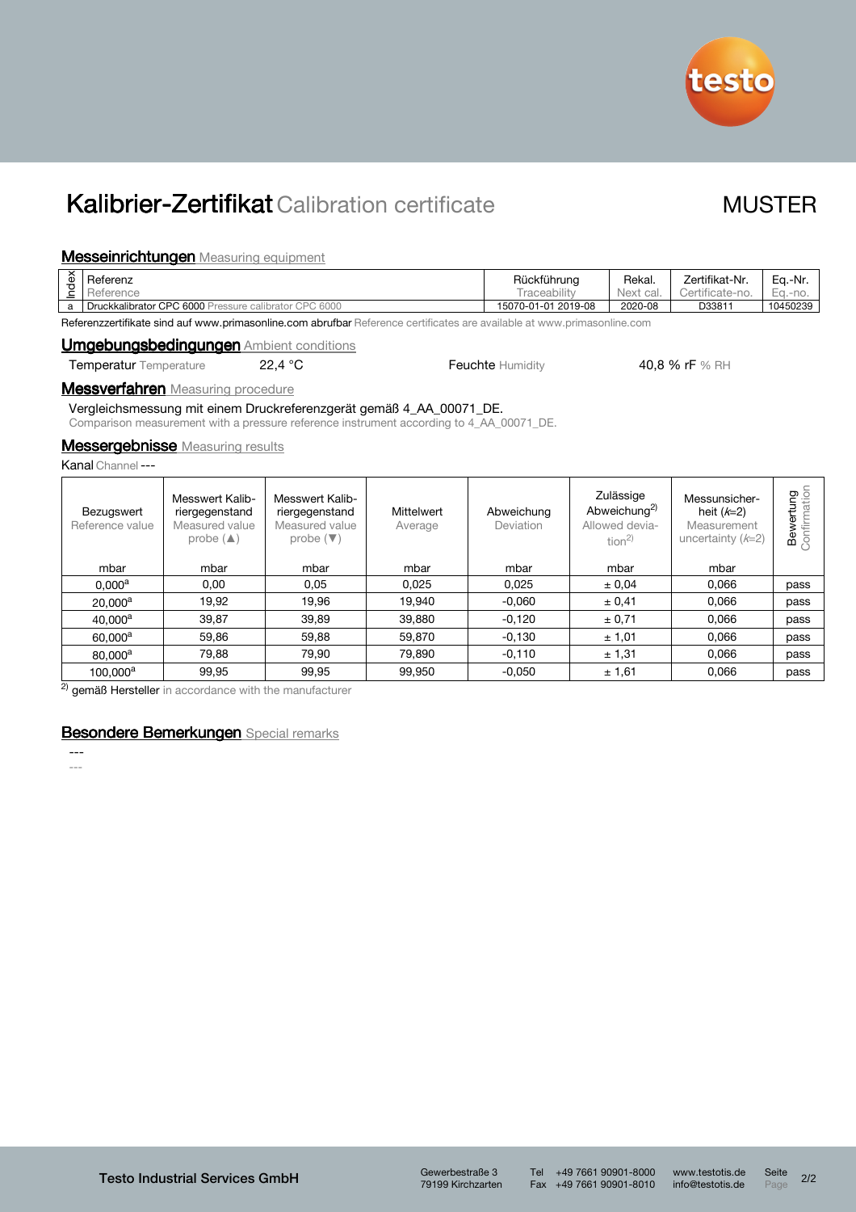# Kalibrier-Zertifikat Calibration certificate

MUSTER

## Messeinrichtungen Measuring equipment

| Index | Referenz Reference | Rückführung Traceability | Rekal. Next cal. | Zertifikat-Nr. Certificate-no. | Eq.-Nr. Eq.-no. |
|---|---|---|---|---|---|
| a | Druckkalibrator CPC 6000 Pressure calibrator CPC 6000 | 15070-01-01 2019-08 | 2020-08 | D33811 | 10450239 |

Referenzzertifikate sind auf www.primasonline.com abrufbar Reference certificates are available at www.primasonline.com

## Umgebungsbedingungen Ambient conditions

Temperatur Temperature 22,4 °C

Feuchte Humidity 40,8 % rF % RH

## Messverfahren Measuring procedure

Vergleichsmessung mit einem Druckreferenzgerät gemäß 4_AA_00071_DE.
Comparison measurement with a pressure reference instrument according to 4_AA_00071_DE.

## Messergebnisse Measuring results

Kanal Channel ---

| Bezugswert Reference value mbar | Messwert Kalibriergegenstand Measured value probe (▲) mbar | Messwert Kalibriergegenstand Measured value probe (▼) mbar | Mittelwert Average mbar | Abweichung Deviation mbar | Zulässige Abweichung[2] Allowed deviation[2] mbar | Messunsicherheit ($k$=2) Measurement uncertainty ($k$=2) mbar | Bewertung Confirmation |
|---|---|---|---|---|---|---|---|
| 0,000[a] | 0,00 | 0,05 | 0,025 | 0,025 | ± 0,04 | 0,066 | pass |
| 20,000[a] | 19,92 | 19,96 | 19,940 | -0,060 | ± 0,41 | 0,066 | pass |
| 40,000[a] | 39,87 | 39,89 | 39,880 | -0,120 | ± 0,71 | 0,066 | pass |
| 60,000[a] | 59,86 | 59,88 | 59,870 | -0,130 | ± 1,01 | 0,066 | pass |
| 80,000[a] | 79,88 | 79,90 | 79,890 | -0,110 | ± 1,31 | 0,066 | pass |
| 100,000[a] | 99,95 | 99,95 | 99,950 | -0,050 | ± 1,61 | 0,066 | pass |

[2] gemäß Hersteller in accordance with the manufacturer

## Besondere Bemerkungen Special remarks

---

---

Testo Industrial Services GmbH

Gewerbestraße 3
79199 Kirchzarten

Tel +49 7661 90901-8000
Fax +49 7661 90901-8010

www.testotis.de
info@testotis.de